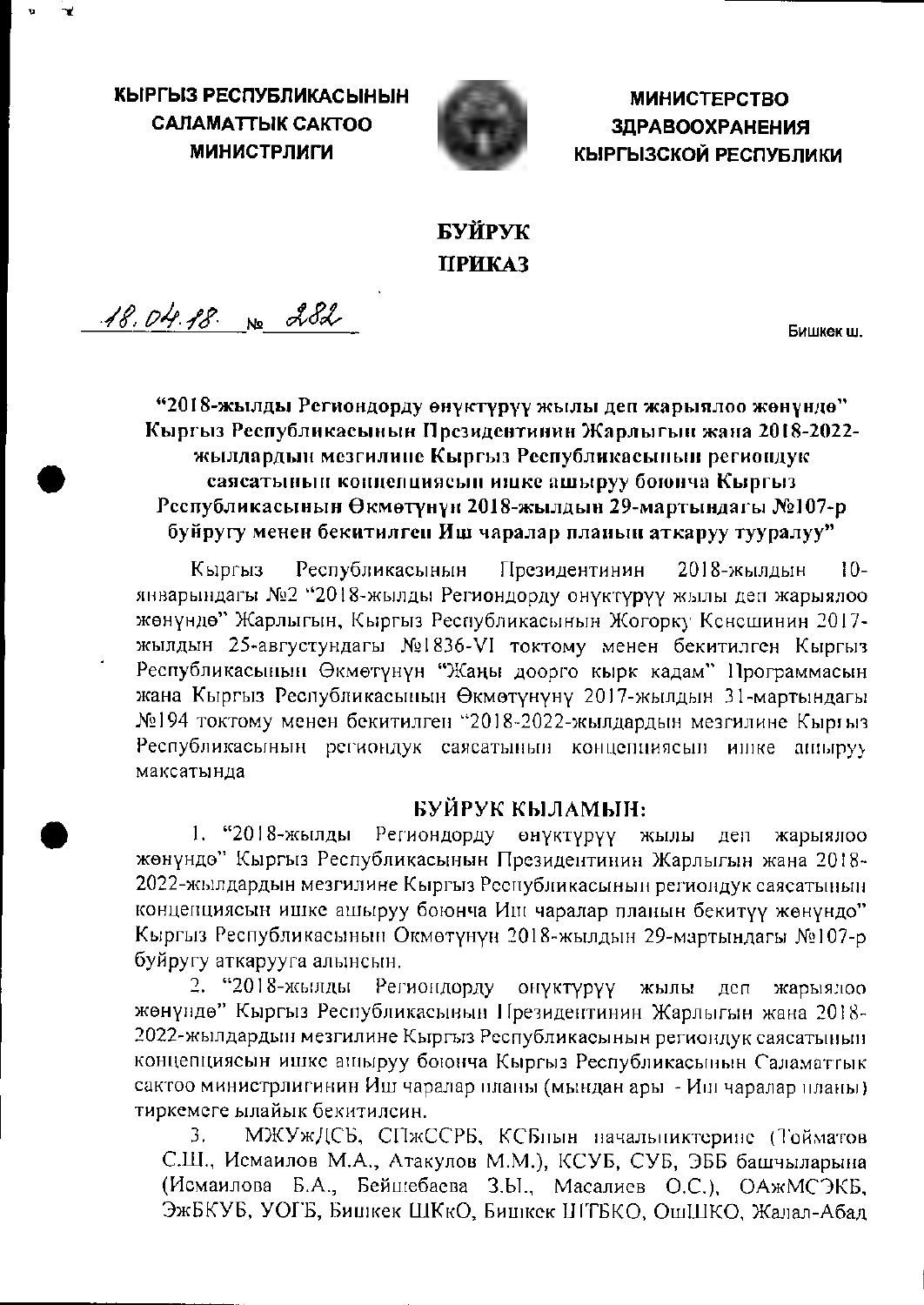**КЫРГЫЗ РЕСПУБЛИКАСЫНЫН САЛАМАТТЫК САКТОО МИНИСТРЛИГИ**

**МИНИСТЕРСТВО ЗДРАВООХРАНЕНИЯ КЫРГЫЗСКОЙ РЕСПУБЛИКИ**

# БУЙРУК
# ПРИКАЗ

18.04.18 № 282 Бишкек ш.

**"2018-жылды Региондорду өнүктүрүү жылы деп жарыялоо жөнүндө" Кыргыз Республикасынын Президентинин Жарлыгын жана 2018-2022-жылдардын мезгилине Кыргыз Республикасынын региондук саясатынын концепциясын ишке ашыруу боюнча Кыргыз Республикасынын Өкмөтүнүн 2018-жылдын 29-мартындагы №107-р буйругу менен бекитилген Иш чаралар планын аткаруу тууралуу"**

Кыргыз Республикасынын Президентинин 2018-жылдын 10-январындагы №2 "2018-жылды Региондорду онүктүрүү жылы деп жарыялоо жөнүндө" Жарлыгын, Кыргыз Республикасынын Жогорку Кеңешинин 2017-жылдын 25-августундагы №1836-VI токтому менен бекитилген Кыргыз Республикасынын Өкмөтүнүн "Жаңы доорго кырк кадам" Программасын жана Кыргыз Республикасынын Өкмөтүнүнү 2017-жылдын 31-мартындагы №194 токтому менен бекитилген "2018-2022-жылдардын мезгилине Кыргыз Республикасынын региондук саясатынын концепциясын ишке ашыруу максатында

**БУЙРУК КЫЛАМЫН:**

1. "2018-жылды Региондорду өнүктүрүү жылы деп жарыялоо жөнүндө" Кыргыз Республикасынын Президентинин Жарлыгын жана 2018-2022-жылдардын мезгилине Кыргыз Республикасынын региондук саясатынын концепциясын ишке ашыруу боюнча Иш чаралар планын бекитүү жөнүндө" Кыргыз Республикасынын Өкмөтүнүн 2018-жылдын 29-мартындагы №107-р буйругу аткарууга алынсын.

2. "2018-жылды Региондорду онүктүрүү жылы деп жарыялоо жөнүндө" Кыргыз Республикасынын Президентинин Жарлыгын жана 2018-2022-жылдардын мезгилине Кыргыз Республикасынын региондук саясатынын концепциясын ишке ашыруу боюнча Кыргыз Республикасынын Саламаттык сактоо министрлигинин Иш чаралар планы (мындан ары - Иш чаралар планы) тиркемеге ылайык бекитилсин.

3. МЖУжДСБ, СПжССРБ, КСБнын начальниктерине (Тойматов С.Ш., Исмаилов М.А., Атакулов М.М.), КСУБ, СУБ, ЭББ башчыларына (Исмаилова Б.А., Бейшебаева З.Ы., Масалиев О.С.), ОАжМСЭКБ, ЭжБКУБ, УОГБ, Бишкек ШКкО, Бишкек ШТБКО, ОшШКО, Жалал-Абад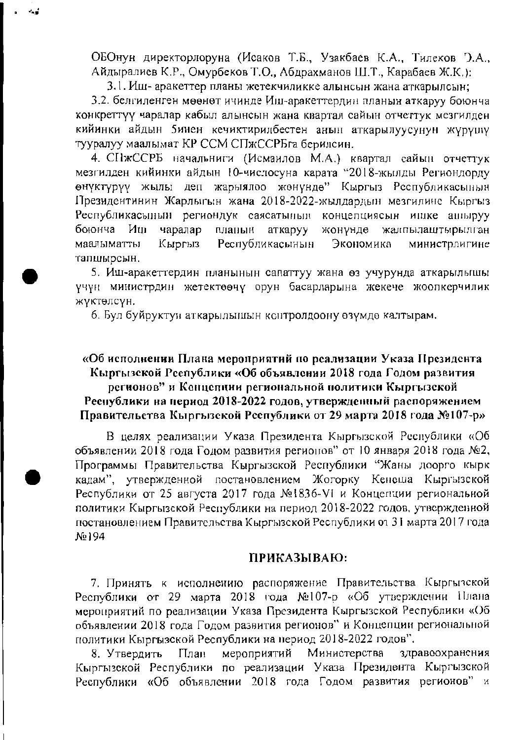ОБОнун директорлоруна (Исаков Т.Б., Узакбаев К.А., Тилеков Э.А., Айдыралиев К.Р., Омурбеков Т.О., Абдрахманов Ш.Т., Карабаев Ж.К.):

3.1. Иш- аракеттер планы жетекчиликке алынсын жана аткарылсын;

3.2. белгиленген мөөнөт ичинде Иш-аракеттердин планын аткаруу боюнча конкреттүү чаралар кабыл алынсын жана квартал сайын отчеттук мезгилден кийинки айдын 5инен кечиктирилбестен анын аткарылуусунун жүрүшү тууралуу маалымат КР ССМ СПжССРБга берилсин.

4. СПжССРБ начальниги (Исмаилов М.А.) квартал сайын отчеттук мезгилден кийинки айдын 10-числосуна карата "2018-жылды Региондорду өнүктүрүү жылы деп жарыялоо жөнүндө" Кыргыз Республикасынын Президентинин Жарлыгын жана 2018-2022-жылдардын мезгилине Кыргыз Республикасынын региондук саясатынын концепциясын ишке ашыруу боюнча Иш чаралар планын аткаруу жөнүндө жалпылаштырылган маалыматты Кыргыз Республикасынын Экономика министрлигине тапшырсын.

5. Иш-аракеттердин планынын сапаттуу жана өз учурунда аткарылышы үчүн министрдин жетектөөчү орун басарларына жекече жоопкерчилик жүктөлсүн.

6. Бул буйруктун аткарылышын контролдоону өзүмдө калтырам.

**«Об исполнении Плана мероприятий по реализации Указа Президента Кыргызской Республики «Об объявлении 2018 года Годом развития регионов" и Концепции региональной политики Кыргызской Республики на период 2018-2022 годов, утвержденный распоряжением Правительства Кыргызской Республики от 29 марта 2018 года №107-р»**

В целях реализации Указа Президента Кыргызской Республики «Об объявлении 2018 года Годом развития регионов" от 10 января 2018 года №2, Программы Правительства Кыргызской Республики "Жаңы доорго кырк кадам", утвержденной постановлением Жогорку Кенеша Кыргызской Республики от 25 августа 2017 года №1836-VI и Концепции региональной политики Кыргызской Республики на период 2018-2022 годов, утвержденной постановлением Правительства Кыргызской Республики от 31 марта 2017 года №194

**ПРИКАЗЫВАЮ:**

7. Принять к исполнению распоряжение Правительства Кыргызской Республики от 29 марта 2018 года №107-р «Об утверждении Плана мероприятий по реализации Указа Президента Кыргызской Республики «Об объявлении 2018 года Годом развития регионов" и Концепции региональной политики Кыргызской Республики на период 2018-2022 годов".

8. Утвердить План мероприятий Министерства здравоохранения Кыргызской Республики по реализации Указа Президента Кыргызской Республики «Об объявлении 2018 года Годом развития регионов" и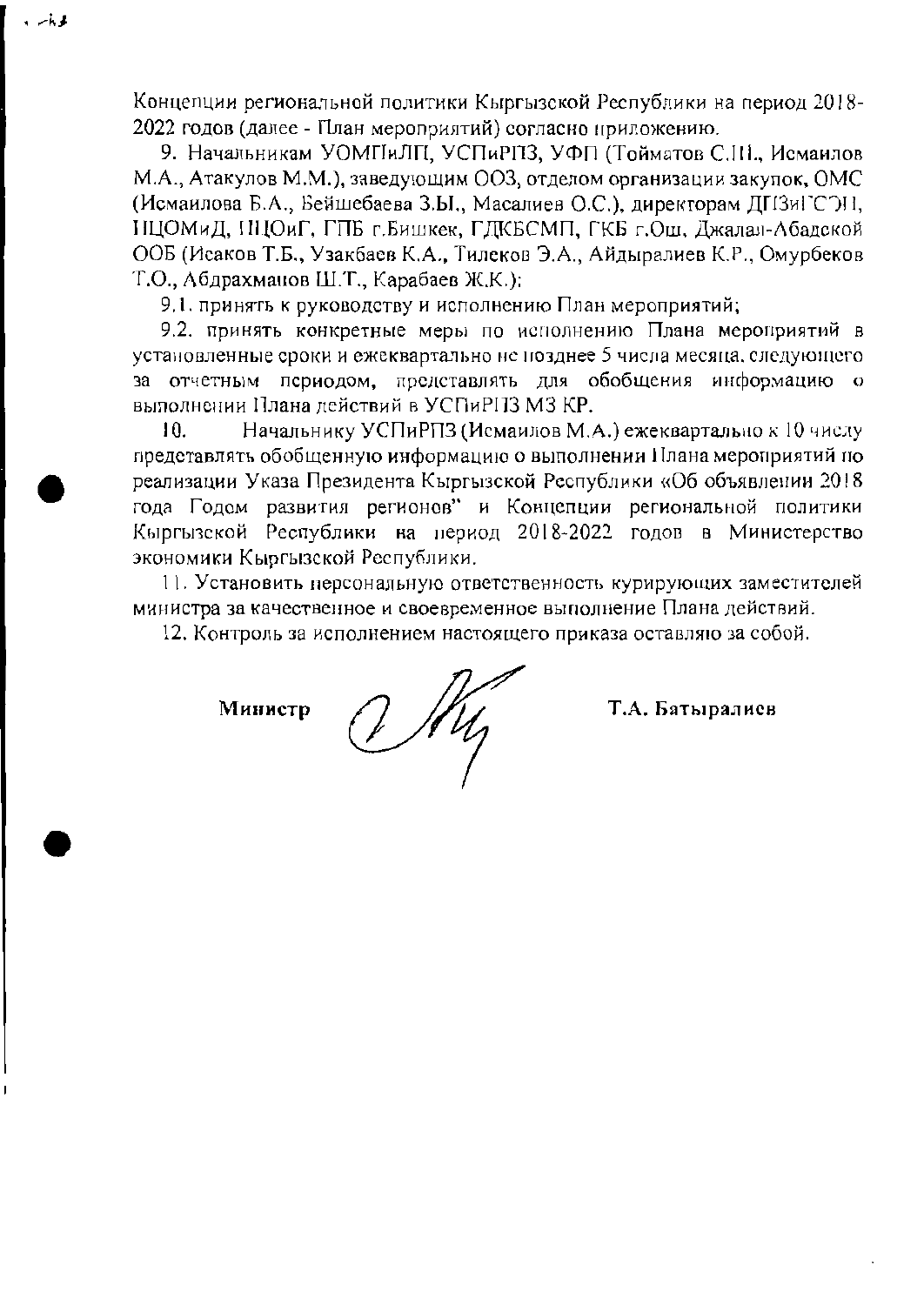Концепции региональной политики Кыргызской Республики на период 2018-2022 годов (далее - План мероприятий) согласно приложению.

9. Начальникам УОМПиЛП, УСПиРПЗ, УФП (Тойматов С.Ш., Исмаилов М.А., Атакулов М.М.), заведующим ООЗ, отделом организации закупок, ОМС (Исмаилова Б.А., Бейшебаева З.Ы., Масалиев О.С.), директорам ДПЗиГСЭН, НЦОМиД, НЦОиГ, ГПБ г.Бишкек, ГДКБСМП, ГКБ г.Ош, Джалал-Абадской ООБ (Исаков Т.Б., Узакбаев К.А., Тилеков Э.А., Айдыралиев К.Р., Омурбеков Т.О., Абдрахманов Ш.Т., Карабаев Ж.К.):

9.1. принять к руководству и исполнению План мероприятий;

9.2. принять конкретные меры по исполнению Плана мероприятий в установленные сроки и ежеквартально не позднее 5 числа месяца, следующего за отчетным периодом, представлять для обобщения информацию о выполнении Плана действий в УСПиРПЗ МЗ КР.

10. Начальнику УСПиРПЗ (Исмаилов М.А.) ежеквартально к 10 числу представлять обобщенную информацию о выполнении Плана мероприятий по реализации Указа Президента Кыргызской Республики «Об объявлении 2018 года Годом развития регионов" и Концепции региональной политики Кыргызской Республики на период 2018-2022 годов в Министерство экономики Кыргызской Республики.

11. Установить персональную ответственность курирующих заместителей министра за качественное и своевременное выполнение Плана действий.

12. Контроль за исполнением настоящего приказа оставляю за собой.

**Министр** **Т.А. Батыралиев**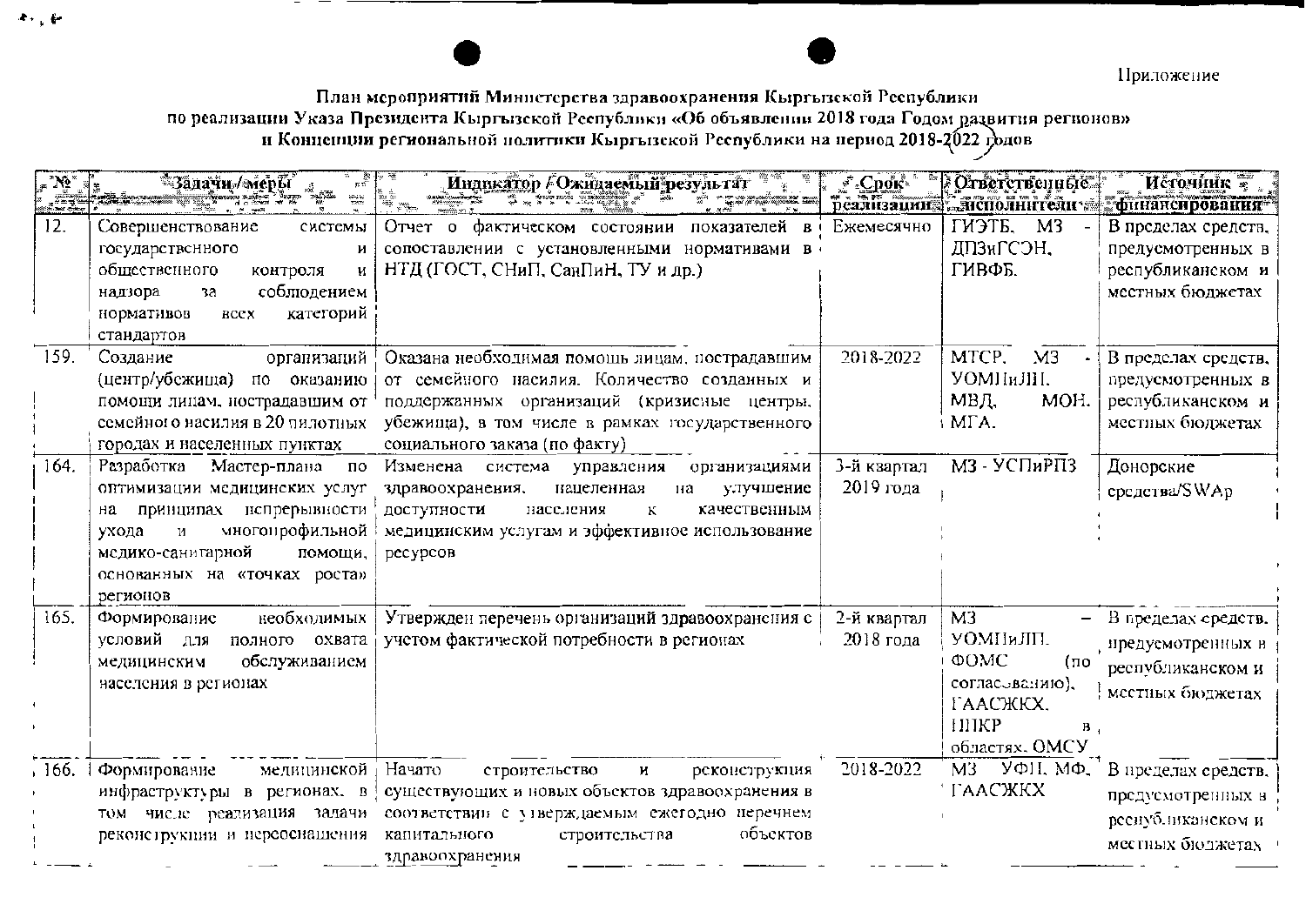Приложение

**План мероприятий Министерства здравоохранения Кыргызской Республики по реализации Указа Президента Кыргызской Республики «Об объявлении 2018 года Годом развития регионов» и Концепции региональной политики Кыргызской Республики на период 2018-2022 годов**

| № | Задачи / меры | Индикатор / Ожидаемый результат | Срок реализации | Ответственные исполнители | Источник финансирования |
|---|---|---|---|---|---|
| 12. | Совершенствование системы государственного и общественного контроля и надзора за соблюдением нормативов всех категорий стандартов | Отчет о фактическом состоянии показателей в сопоставлении с установленными нормативами в НТД (ГОСТ, СНиП, СанПиН, ТУ и др.) | Ежемесячно | ГИЭТБ, МЗ - ДПЗиГСЭН, ГИВФБ. | В пределах средств, предусмотренных в республиканском и местных бюджетах |
| 159. | Создание организаций (центр/убежища) по оказанию помощи лицам, пострадавшим от семейного насилия в 20 пилотных городах и населенных пунктах | Оказана необходимая помощь лицам, пострадавшим от семейного насилия. Количество созданных и поддержанных организаций (кризисные центры, убежища), в том числе в рамках государственного социального заказа (по факту) | 2018-2022 | МТСР, МЗ - УОМПиЛП, МВД, МОН, МГА. | В пределах средств, предусмотренных в республиканском и местных бюджетах |
| 164. | Разработка Мастер-плана по оптимизации медицинских услуг на принципах непрерывности ухода и многопрофильной медико-санитарной помощи, основанных на «точках роста» регионов | Изменена система управления организациями здравоохранения, нацеленная на улучшение доступности населения к качественным медицинским услугам и эффективное использование ресурсов | 3-й квартал 2019 года | МЗ - УСПиРПЗ | Донорские средства/SWAp |
| 165. | Формирование необходимых условий для полного охвата медицинским обслуживанием населения в регионах | Утвержден перечень организаций здравоохранения с учетом фактической потребности в регионах | 2-й квартал 2018 года | МЗ – УОМПиЛП, ФОМС (по согласованию), ГААСЖКХ, ППКР в областях, ОМСУ | В пределах средств, предусмотренных в республиканском и местных бюджетах |
| 166. | Формирование медицинской инфраструктуры в регионах, в том числе реализация задачи реконструкции и переоснащения | Начато строительство и реконструкция существующих и новых объектов здравоохранения в соответствии с утверждаемым ежегодно перечнем капитального строительства объектов здравоохранения | 2018-2022 | МЗ УФП, МФ, ГААСЖКХ | В пределах средств, предусмотренных в республиканском и местных бюджетах |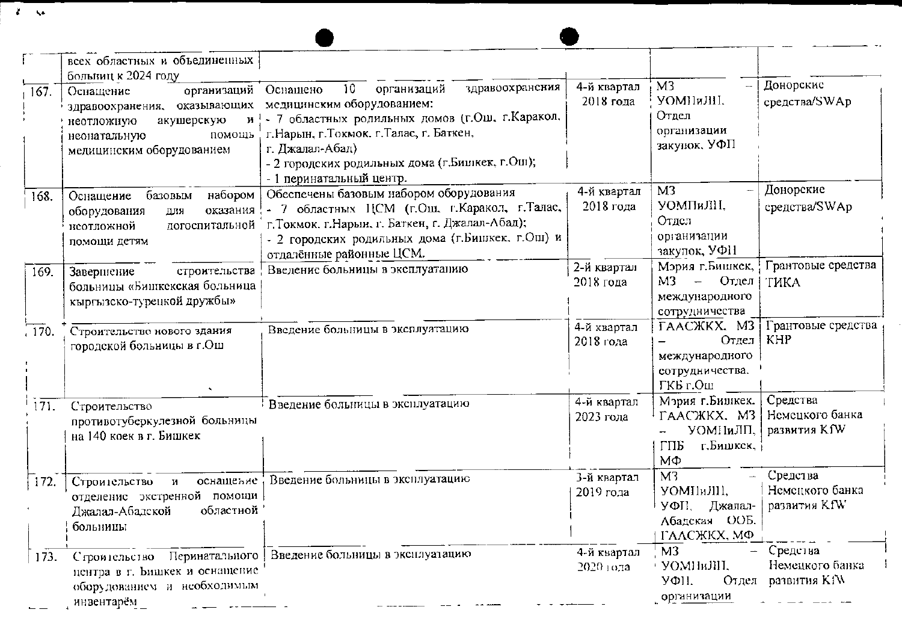| | | | | | |
|---|---|---|---|---|---|
| | всех областных и объединенных больниц к 2024 году | | | | |
| 167. | Оснащение организаций здравоохранения, оказывающих неотложную акушерскую и неонатальную помощь медицинским оборудованием | Оснащено 10 организаций здравоохранения медицинским оборудованием:<br>- 7 областных родильных домов (г.Ош, г.Каракол, г.Нарын, г.Токмок, г.Талас, г. Баткен, г. Джалал-Абад)<br>- 2 городских родильных дома (г.Бишкек, г.Ош);<br>- 1 перинатальный центр. | 4-й квартал 2018 года | МЗ – УОМПиЛП, Отдел организации закупок, УФП | Донорские средства/SWAp |
| 168. | Оснащение базовым набором оборудования для оказания неотложной догоспитальной помощи детям | Обеспечены базовым набором оборудования<br>- 7 областных ЦСМ (г.Ош, г.Каракол, г.Талас, г.Токмок, г.Нарын, г. Баткен, г. Джалал-Абад);<br>- 2 городских родильных дома (г.Бишкек, г.Ош) и отдалённые районные ЦСМ. | 4-й квартал 2018 года | МЗ – УОМПиЛП, Отдел организации закупок, УФП | Донорские средства/SWAp |
| 169. | Завершение строительства больницы «Бишкекская больница кыргызско-турецкой дружбы» | Введение больницы в эксплуатацию | 2-й квартал 2018 года | Мэрия г.Бишкек, МЗ – Отдел международного сотрудничества | Грантовые средства ТИКА |
| 170. | Строительство нового здания городской больницы в г.Ош | Введение больницы в эксплуатацию | 4-й квартал 2018 года | ГААСЖКХ, МЗ – Отдел международного сотрудничества, ГКБ г.Ош | Грантовые средства КНР |
| 171. | Строительство противотуберкулезной больницы на 140 коек в г. Бишкек | Введение больницы в эксплуатацию | 4-й квартал 2023 года | Мэрия г.Бишкек, ГААСЖКХ, МЗ – УОМПиЛП, ГПБ г.Бишкек, МФ | Средства Немецкого банка развития KfW |
| 172. | Строительство и оснащение отделение экстренной помощи Джалал-Абадской областной больницы | Введение больницы в эксплуатацию | 3-й квартал 2019 года | МЗ – УОМПиЛП, УФП, Джалал-Абадская ООБ, ГААСЖКХ, МФ | Средства Немецкого банка развития KfW |
| 173. | Строительство Перинатального центра в г. Бишкек и оснащение оборудованием и необходимым инвентарём | Введение больницы в эксплуатацию | 4-й квартал 2020 года | МЗ – УОМПиЛП, УФП, Отдел организации | Средства Немецкого банка развития KfW |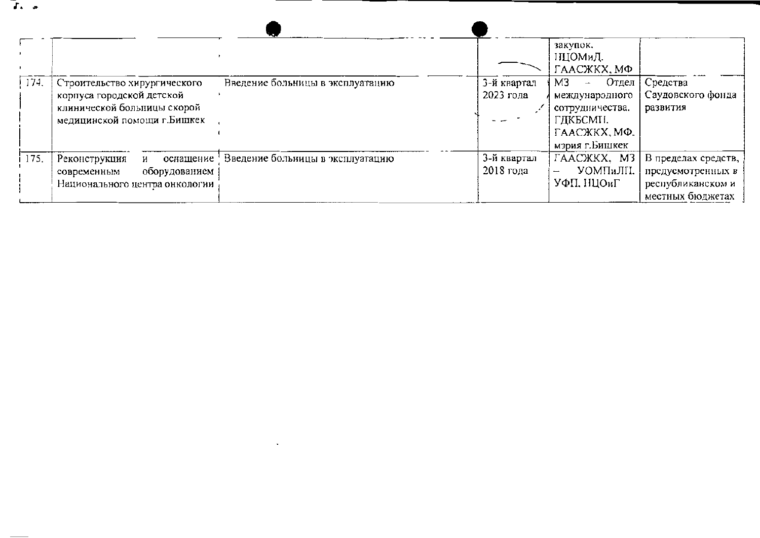| | | | | | |
|---|---|---|---|---|---|
| | | | | закупок. НЦОМиД. ГААСЖКХ, МФ | |
| 174. | Строительство хирургического корпуса городской детской клинической больницы скорой медицинской помощи г.Бишкек | Введение больницы в эксплуатацию | 3-й квартал 2023 года | МЗ – Отдел международного сотрудничества. ГДКБСМП. ГААСЖКХ, МФ. мэрия г.Бишкек | Средства Саудовского фонда развития |
| 175. | Реконструкция и оснащение современным оборудованием Национального центра онкологии | Введение больницы в эксплуатацию | 3-й квартал 2018 года | ГААСЖКХ, МЗ – УОМПиЛП. УФП. НЦОиГ | В пределах средств, предусмотренных в республиканском и местных бюджетах |